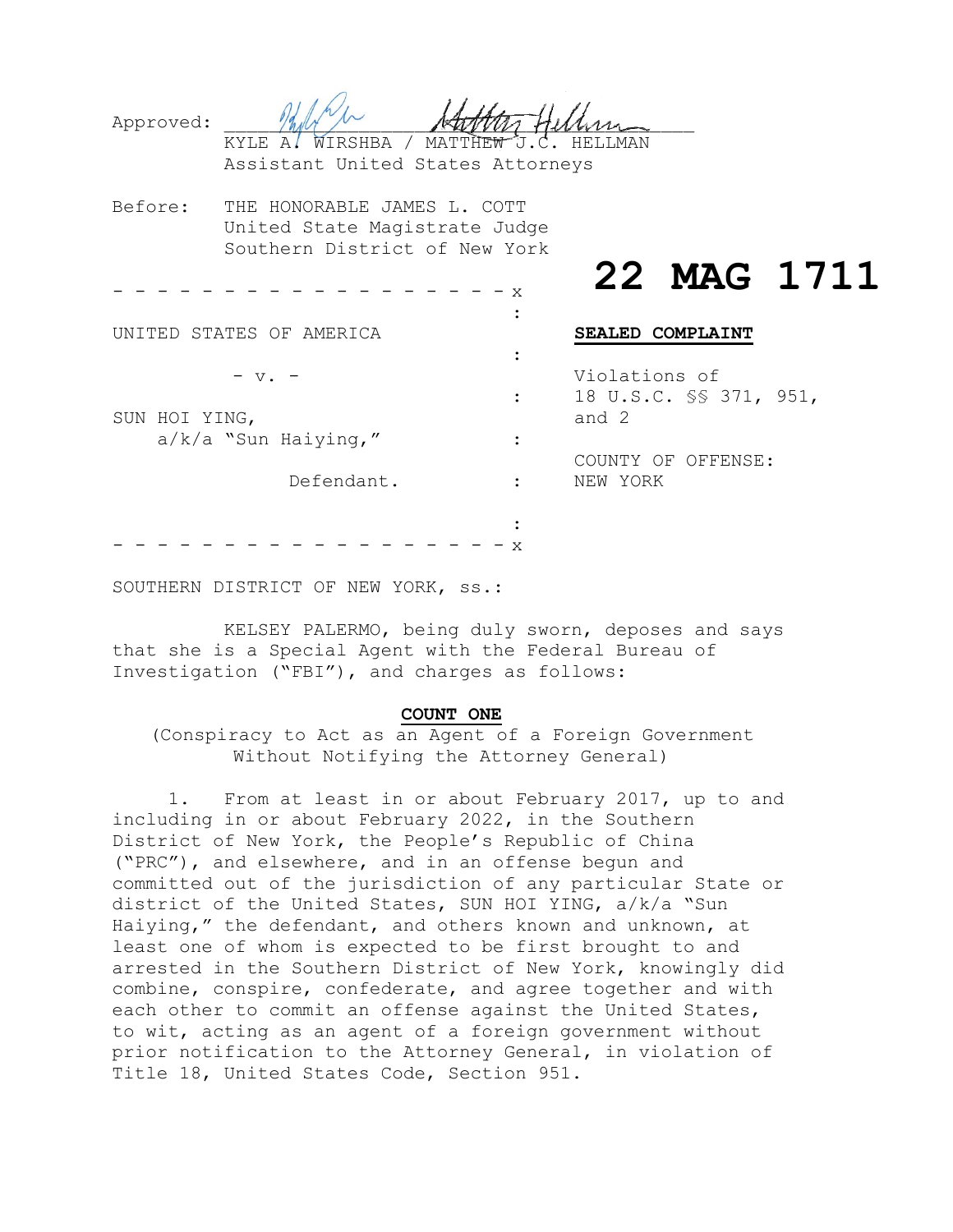Approved: ______________________________________

KYLE A. WIRSHBA / MATTHEW J.C. HELLMAN
Assistant United States Attorneys

Before: THE HONORABLE JAMES L. COTT
United State Magistrate Judge
Southern District of New York

**22 MAG 1711**

- - - - - - - - - - - - - - - - - - x

UNITED STATES OF AMERICA

\- v. -

SUN HOI YING,
a/k/a "Sun Haiying,"

Defendant.

- - - - - - - - - - - - - - - - - - x

**SEALED COMPLAINT**

Violations of
18 U.S.C. §§ 371, 951,
and 2

COUNTY OF OFFENSE:
NEW YORK

SOUTHERN DISTRICT OF NEW YORK, ss.:

KELSEY PALERMO, being duly sworn, deposes and says that she is a Special Agent with the Federal Bureau of Investigation ("FBI"), and charges as follows:

**COUNT ONE**

(Conspiracy to Act as an Agent of a Foreign Government Without Notifying the Attorney General)

1. From at least in or about February 2017, up to and including in or about February 2022, in the Southern District of New York, the People's Republic of China ("PRC"), and elsewhere, and in an offense begun and committed out of the jurisdiction of any particular State or district of the United States, SUN HOI YING, a/k/a "Sun Haiying," the defendant, and others known and unknown, at least one of whom is expected to be first brought to and arrested in the Southern District of New York, knowingly did combine, conspire, confederate, and agree together and with each other to commit an offense against the United States, to wit, acting as an agent of a foreign government without prior notification to the Attorney General, in violation of Title 18, United States Code, Section 951.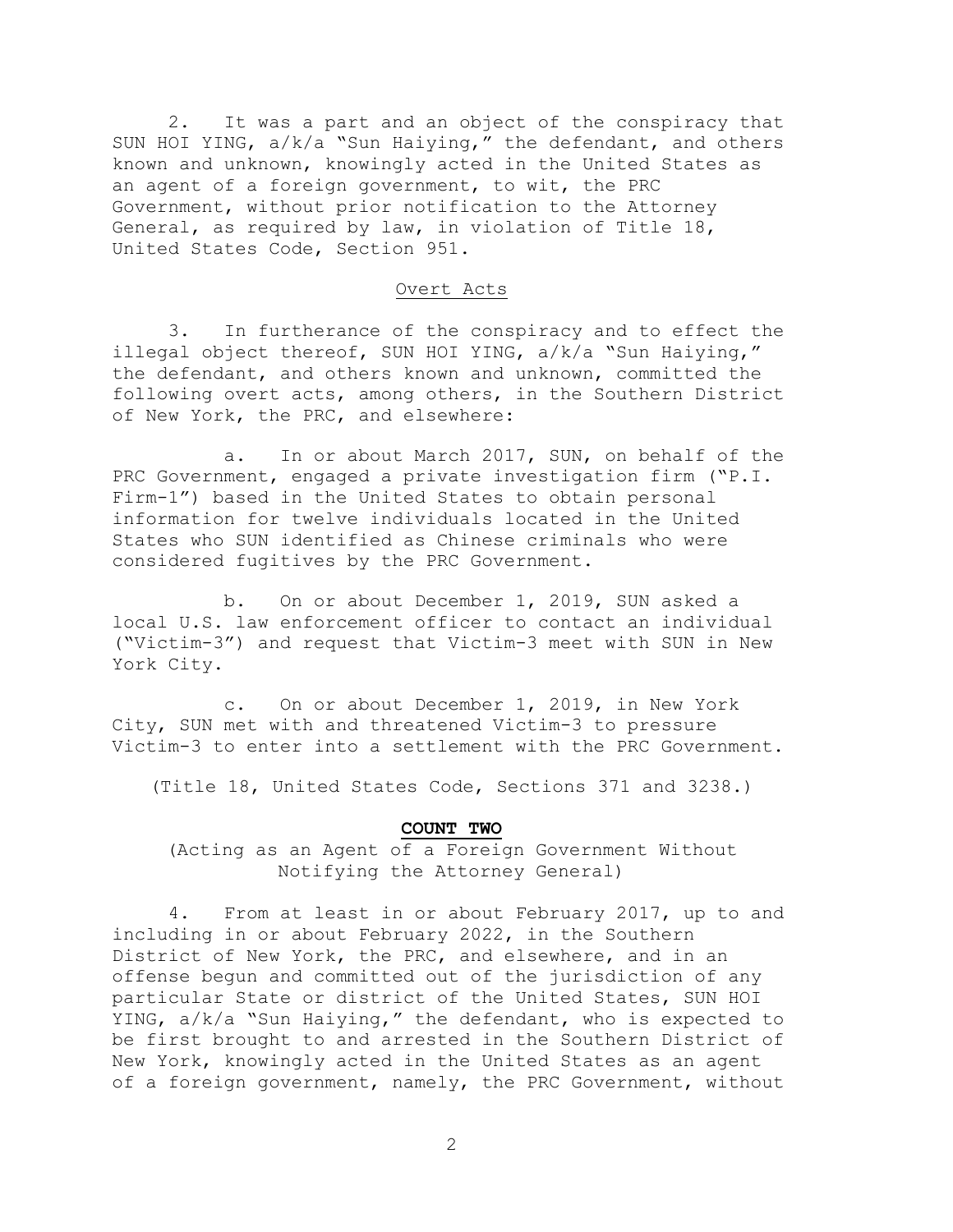2. It was a part and an object of the conspiracy that SUN HOI YING, a/k/a "Sun Haiying," the defendant, and others known and unknown, knowingly acted in the United States as an agent of a foreign government, to wit, the PRC Government, without prior notification to the Attorney General, as required by law, in violation of Title 18, United States Code, Section 951.

## Overt Acts

3. In furtherance of the conspiracy and to effect the illegal object thereof, SUN HOI YING, a/k/a "Sun Haiying," the defendant, and others known and unknown, committed the following overt acts, among others, in the Southern District of New York, the PRC, and elsewhere:

a. In or about March 2017, SUN, on behalf of the PRC Government, engaged a private investigation firm ("P.I. Firm-1") based in the United States to obtain personal information for twelve individuals located in the United States who SUN identified as Chinese criminals who were considered fugitives by the PRC Government.

b. On or about December 1, 2019, SUN asked a local U.S. law enforcement officer to contact an individual ("Victim-3") and request that Victim-3 meet with SUN in New York City.

c. On or about December 1, 2019, in New York City, SUN met with and threatened Victim-3 to pressure Victim-3 to enter into a settlement with the PRC Government.

(Title 18, United States Code, Sections 371 and 3238.)

## COUNT TWO

(Acting as an Agent of a Foreign Government Without Notifying the Attorney General)

4. From at least in or about February 2017, up to and including in or about February 2022, in the Southern District of New York, the PRC, and elsewhere, and in an offense begun and committed out of the jurisdiction of any particular State or district of the United States, SUN HOI YING, a/k/a "Sun Haiying," the defendant, who is expected to be first brought to and arrested in the Southern District of New York, knowingly acted in the United States as an agent of a foreign government, namely, the PRC Government, without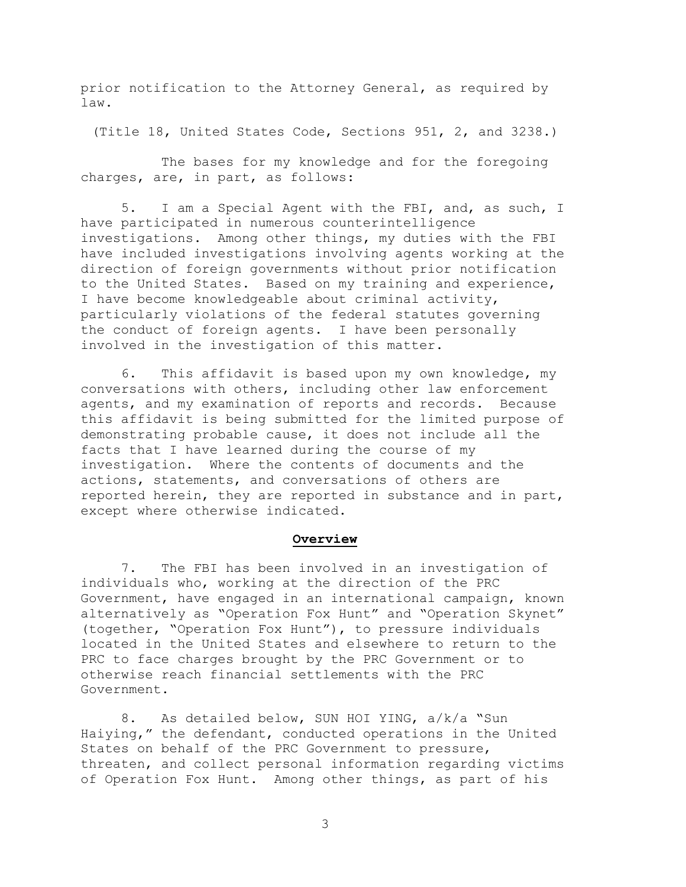prior notification to the Attorney General, as required by law.

(Title 18, United States Code, Sections 951, 2, and 3238.)

The bases for my knowledge and for the foregoing charges, are, in part, as follows:

5. I am a Special Agent with the FBI, and, as such, I have participated in numerous counterintelligence investigations. Among other things, my duties with the FBI have included investigations involving agents working at the direction of foreign governments without prior notification to the United States. Based on my training and experience, I have become knowledgeable about criminal activity, particularly violations of the federal statutes governing the conduct of foreign agents. I have been personally involved in the investigation of this matter.

6. This affidavit is based upon my own knowledge, my conversations with others, including other law enforcement agents, and my examination of reports and records. Because this affidavit is being submitted for the limited purpose of demonstrating probable cause, it does not include all the facts that I have learned during the course of my investigation. Where the contents of documents and the actions, statements, and conversations of others are reported herein, they are reported in substance and in part, except where otherwise indicated.

**Overview**

7. The FBI has been involved in an investigation of individuals who, working at the direction of the PRC Government, have engaged in an international campaign, known alternatively as "Operation Fox Hunt" and "Operation Skynet" (together, "Operation Fox Hunt"), to pressure individuals located in the United States and elsewhere to return to the PRC to face charges brought by the PRC Government or to otherwise reach financial settlements with the PRC Government.

8. As detailed below, SUN HOI YING, a/k/a "Sun Haiying," the defendant, conducted operations in the United States on behalf of the PRC Government to pressure, threaten, and collect personal information regarding victims of Operation Fox Hunt. Among other things, as part of his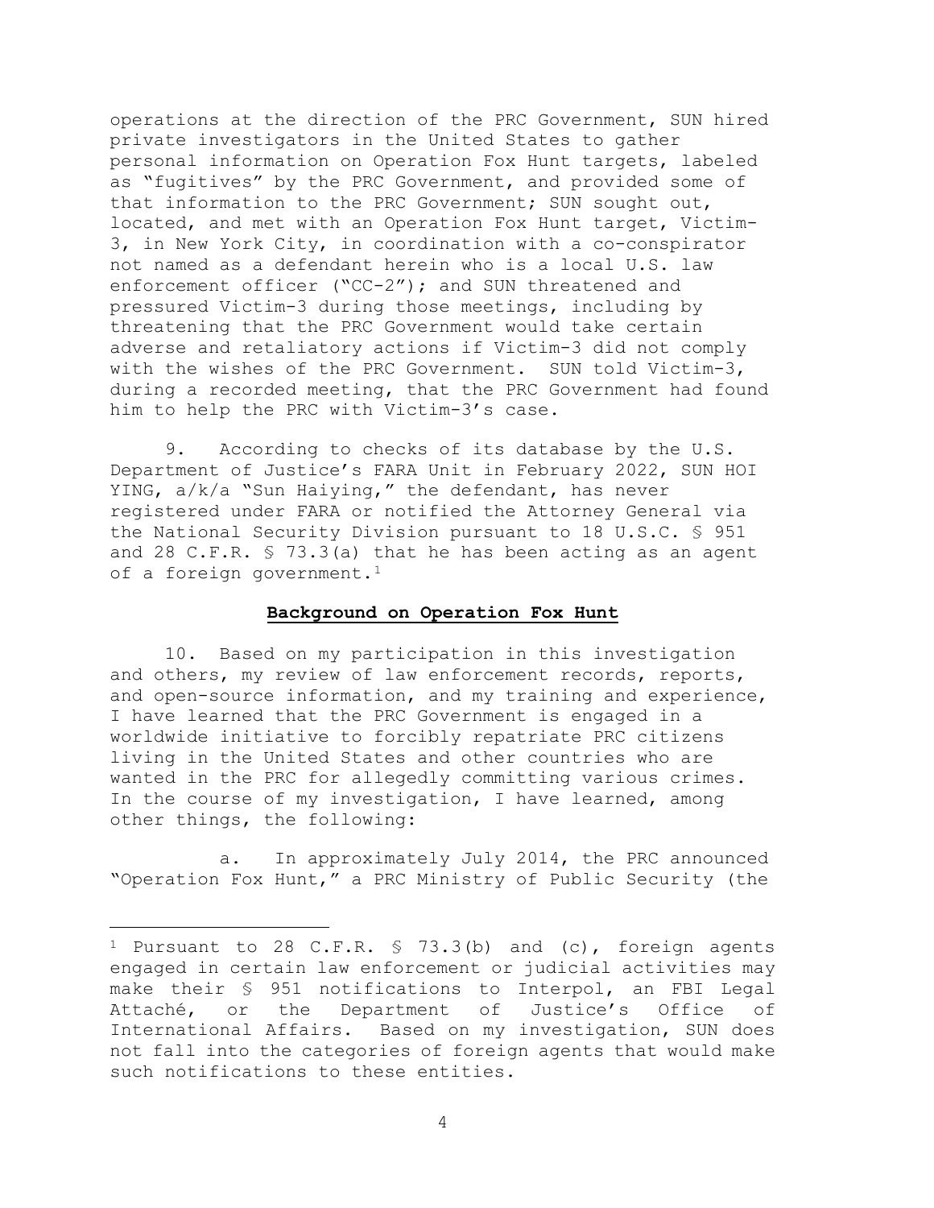operations at the direction of the PRC Government, SUN hired private investigators in the United States to gather personal information on Operation Fox Hunt targets, labeled as "fugitives" by the PRC Government, and provided some of that information to the PRC Government; SUN sought out, located, and met with an Operation Fox Hunt target, Victim-3, in New York City, in coordination with a co-conspirator not named as a defendant herein who is a local U.S. law enforcement officer ("CC-2"); and SUN threatened and pressured Victim-3 during those meetings, including by threatening that the PRC Government would take certain adverse and retaliatory actions if Victim-3 did not comply with the wishes of the PRC Government. SUN told Victim-3, during a recorded meeting, that the PRC Government had found him to help the PRC with Victim-3's case.

9. According to checks of its database by the U.S. Department of Justice's FARA Unit in February 2022, SUN HOI YING, a/k/a "Sun Haiying," the defendant, has never registered under FARA or notified the Attorney General via the National Security Division pursuant to 18 U.S.C. § 951 and 28 C.F.R. § 73.3(a) that he has been acting as an agent of a foreign government.[1]

**Background on Operation Fox Hunt**

10. Based on my participation in this investigation and others, my review of law enforcement records, reports, and open-source information, and my training and experience, I have learned that the PRC Government is engaged in a worldwide initiative to forcibly repatriate PRC citizens living in the United States and other countries who are wanted in the PRC for allegedly committing various crimes. In the course of my investigation, I have learned, among other things, the following:

a. In approximately July 2014, the PRC announced "Operation Fox Hunt," a PRC Ministry of Public Security (the

---

[1] Pursuant to 28 C.F.R. § 73.3(b) and (c), foreign agents engaged in certain law enforcement or judicial activities may make their § 951 notifications to Interpol, an FBI Legal Attaché, or the Department of Justice's Office of International Affairs. Based on my investigation, SUN does not fall into the categories of foreign agents that would make such notifications to these entities.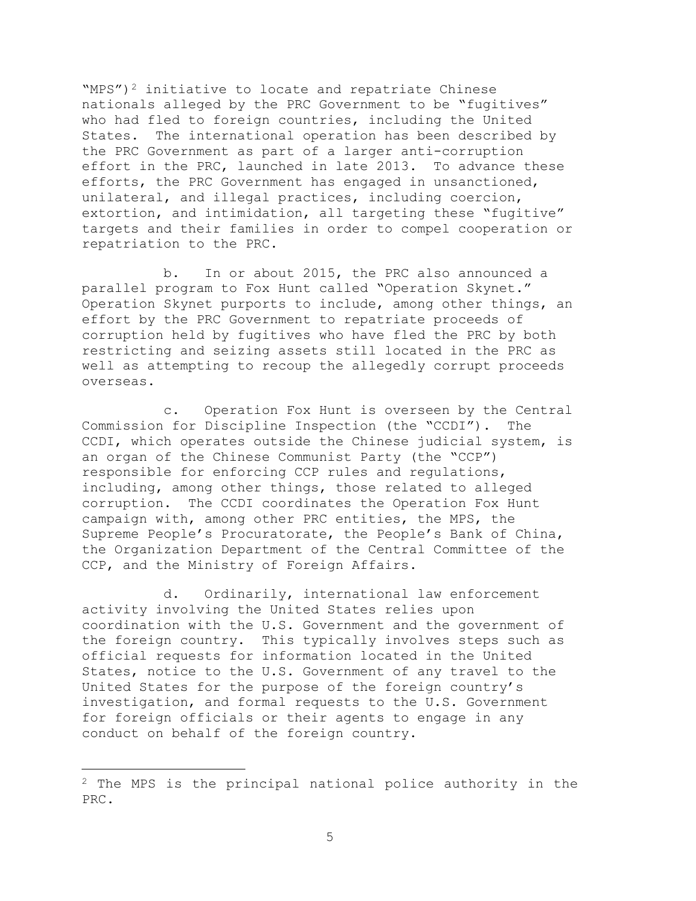"MPS")[2] initiative to locate and repatriate Chinese nationals alleged by the PRC Government to be "fugitives" who had fled to foreign countries, including the United States. The international operation has been described by the PRC Government as part of a larger anti-corruption effort in the PRC, launched in late 2013. To advance these efforts, the PRC Government has engaged in unsanctioned, unilateral, and illegal practices, including coercion, extortion, and intimidation, all targeting these "fugitive" targets and their families in order to compel cooperation or repatriation to the PRC.

b. In or about 2015, the PRC also announced a parallel program to Fox Hunt called "Operation Skynet." Operation Skynet purports to include, among other things, an effort by the PRC Government to repatriate proceeds of corruption held by fugitives who have fled the PRC by both restricting and seizing assets still located in the PRC as well as attempting to recoup the allegedly corrupt proceeds overseas.

c. Operation Fox Hunt is overseen by the Central Commission for Discipline Inspection (the "CCDI"). The CCDI, which operates outside the Chinese judicial system, is an organ of the Chinese Communist Party (the "CCP") responsible for enforcing CCP rules and regulations, including, among other things, those related to alleged corruption. The CCDI coordinates the Operation Fox Hunt campaign with, among other PRC entities, the MPS, the Supreme People's Procuratorate, the People's Bank of China, the Organization Department of the Central Committee of the CCP, and the Ministry of Foreign Affairs.

d. Ordinarily, international law enforcement activity involving the United States relies upon coordination with the U.S. Government and the government of the foreign country. This typically involves steps such as official requests for information located in the United States, notice to the U.S. Government of any travel to the United States for the purpose of the foreign country's investigation, and formal requests to the U.S. Government for foreign officials or their agents to engage in any conduct on behalf of the foreign country.

---

[2] The MPS is the principal national police authority in the PRC.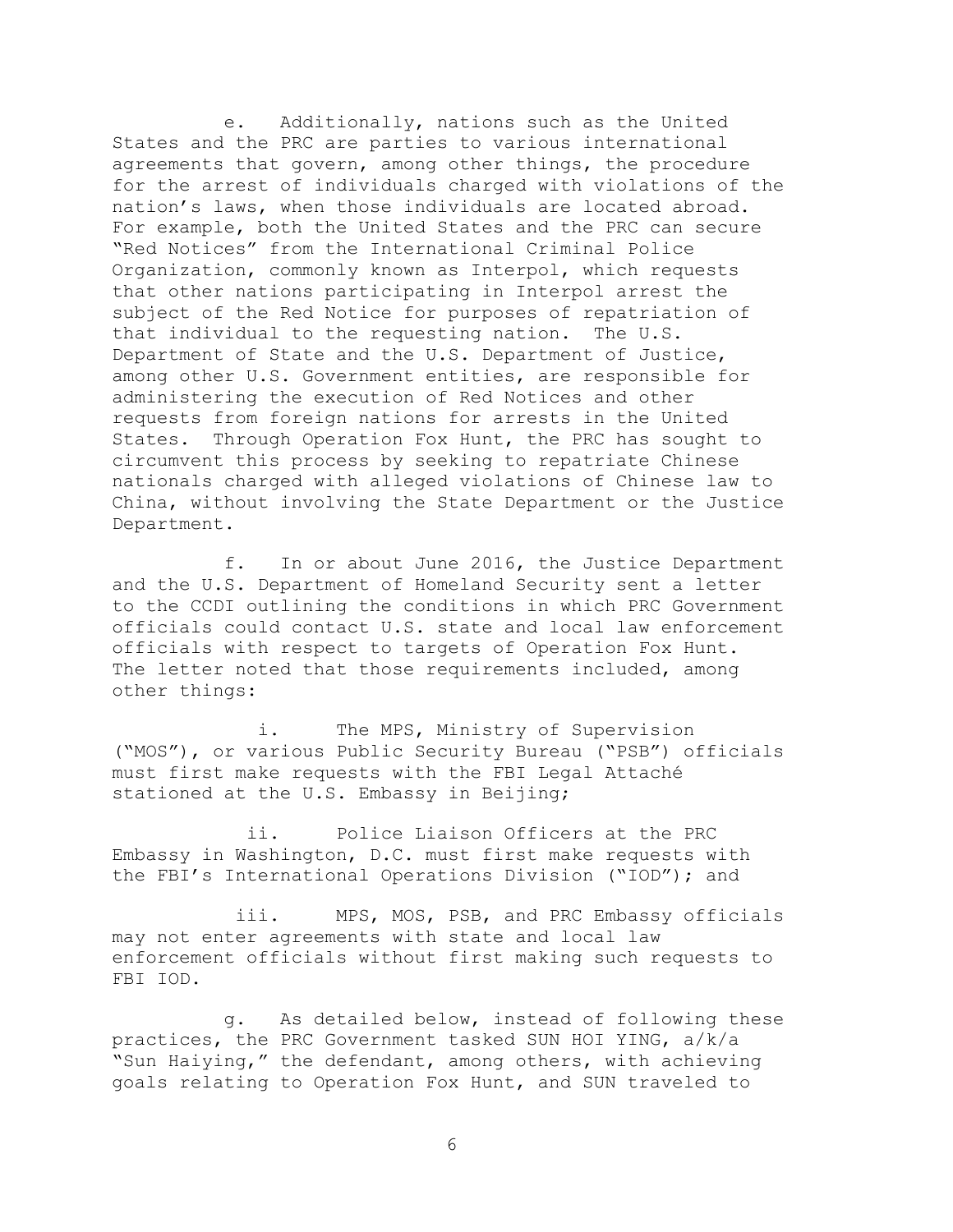e. Additionally, nations such as the United States and the PRC are parties to various international agreements that govern, among other things, the procedure for the arrest of individuals charged with violations of the nation's laws, when those individuals are located abroad. For example, both the United States and the PRC can secure "Red Notices" from the International Criminal Police Organization, commonly known as Interpol, which requests that other nations participating in Interpol arrest the subject of the Red Notice for purposes of repatriation of that individual to the requesting nation. The U.S. Department of State and the U.S. Department of Justice, among other U.S. Government entities, are responsible for administering the execution of Red Notices and other requests from foreign nations for arrests in the United States. Through Operation Fox Hunt, the PRC has sought to circumvent this process by seeking to repatriate Chinese nationals charged with alleged violations of Chinese law to China, without involving the State Department or the Justice Department.

f. In or about June 2016, the Justice Department and the U.S. Department of Homeland Security sent a letter to the CCDI outlining the conditions in which PRC Government officials could contact U.S. state and local law enforcement officials with respect to targets of Operation Fox Hunt. The letter noted that those requirements included, among other things:

i. The MPS, Ministry of Supervision ("MOS"), or various Public Security Bureau ("PSB") officials must first make requests with the FBI Legal Attaché stationed at the U.S. Embassy in Beijing;

ii. Police Liaison Officers at the PRC Embassy in Washington, D.C. must first make requests with the FBI's International Operations Division ("IOD"); and

iii. MPS, MOS, PSB, and PRC Embassy officials may not enter agreements with state and local law enforcement officials without first making such requests to FBI IOD.

g. As detailed below, instead of following these practices, the PRC Government tasked SUN HOI YING, a/k/a "Sun Haiying," the defendant, among others, with achieving goals relating to Operation Fox Hunt, and SUN traveled to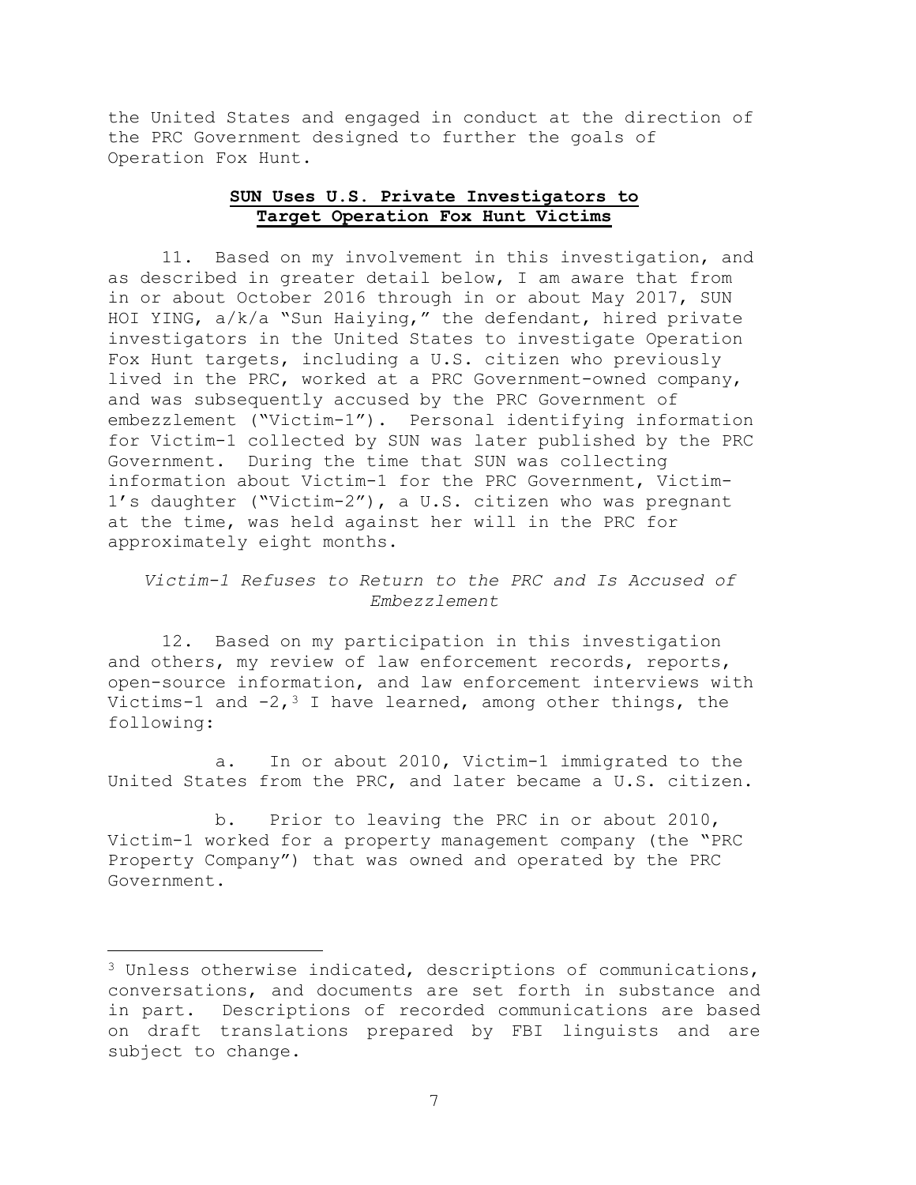the United States and engaged in conduct at the direction of the PRC Government designed to further the goals of Operation Fox Hunt.

**SUN Uses U.S. Private Investigators to Target Operation Fox Hunt Victims**

11. Based on my involvement in this investigation, and as described in greater detail below, I am aware that from in or about October 2016 through in or about May 2017, SUN HOI YING, a/k/a "Sun Haiying," the defendant, hired private investigators in the United States to investigate Operation Fox Hunt targets, including a U.S. citizen who previously lived in the PRC, worked at a PRC Government-owned company, and was subsequently accused by the PRC Government of embezzlement ("Victim-1"). Personal identifying information for Victim-1 collected by SUN was later published by the PRC Government. During the time that SUN was collecting information about Victim-1 for the PRC Government, Victim-1's daughter ("Victim-2"), a U.S. citizen who was pregnant at the time, was held against her will in the PRC for approximately eight months.

*Victim-1 Refuses to Return to the PRC and Is Accused of Embezzlement*

12. Based on my participation in this investigation and others, my review of law enforcement records, reports, open-source information, and law enforcement interviews with Victims-1 and -2,[3] I have learned, among other things, the following:

a. In or about 2010, Victim-1 immigrated to the United States from the PRC, and later became a U.S. citizen.

b. Prior to leaving the PRC in or about 2010, Victim-1 worked for a property management company (the "PRC Property Company") that was owned and operated by the PRC Government.

---

[3] Unless otherwise indicated, descriptions of communications, conversations, and documents are set forth in substance and in part. Descriptions of recorded communications are based on draft translations prepared by FBI linguists and are subject to change.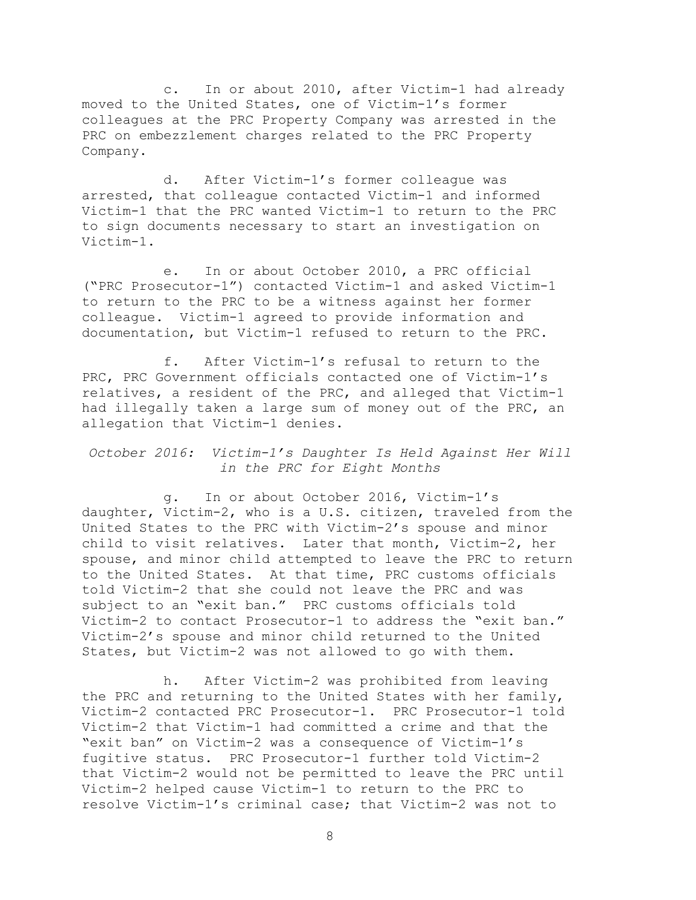c. In or about 2010, after Victim-1 had already moved to the United States, one of Victim-1's former colleagues at the PRC Property Company was arrested in the PRC on embezzlement charges related to the PRC Property Company.

d. After Victim-1's former colleague was arrested, that colleague contacted Victim-1 and informed Victim-1 that the PRC wanted Victim-1 to return to the PRC to sign documents necessary to start an investigation on Victim-1.

e. In or about October 2010, a PRC official ("PRC Prosecutor-1") contacted Victim-1 and asked Victim-1 to return to the PRC to be a witness against her former colleague. Victim-1 agreed to provide information and documentation, but Victim-1 refused to return to the PRC.

f. After Victim-1's refusal to return to the PRC, PRC Government officials contacted one of Victim-1's relatives, a resident of the PRC, and alleged that Victim-1 had illegally taken a large sum of money out of the PRC, an allegation that Victim-1 denies.

*October 2016: Victim-1's Daughter Is Held Against Her Will in the PRC for Eight Months*

g. In or about October 2016, Victim-1's daughter, Victim-2, who is a U.S. citizen, traveled from the United States to the PRC with Victim-2's spouse and minor child to visit relatives. Later that month, Victim-2, her spouse, and minor child attempted to leave the PRC to return to the United States. At that time, PRC customs officials told Victim-2 that she could not leave the PRC and was subject to an "exit ban." PRC customs officials told Victim-2 to contact Prosecutor-1 to address the "exit ban." Victim-2's spouse and minor child returned to the United States, but Victim-2 was not allowed to go with them.

h. After Victim-2 was prohibited from leaving the PRC and returning to the United States with her family, Victim-2 contacted PRC Prosecutor-1. PRC Prosecutor-1 told Victim-2 that Victim-1 had committed a crime and that the "exit ban" on Victim-2 was a consequence of Victim-1's fugitive status. PRC Prosecutor-1 further told Victim-2 that Victim-2 would not be permitted to leave the PRC until Victim-2 helped cause Victim-1 to return to the PRC to resolve Victim-1's criminal case; that Victim-2 was not to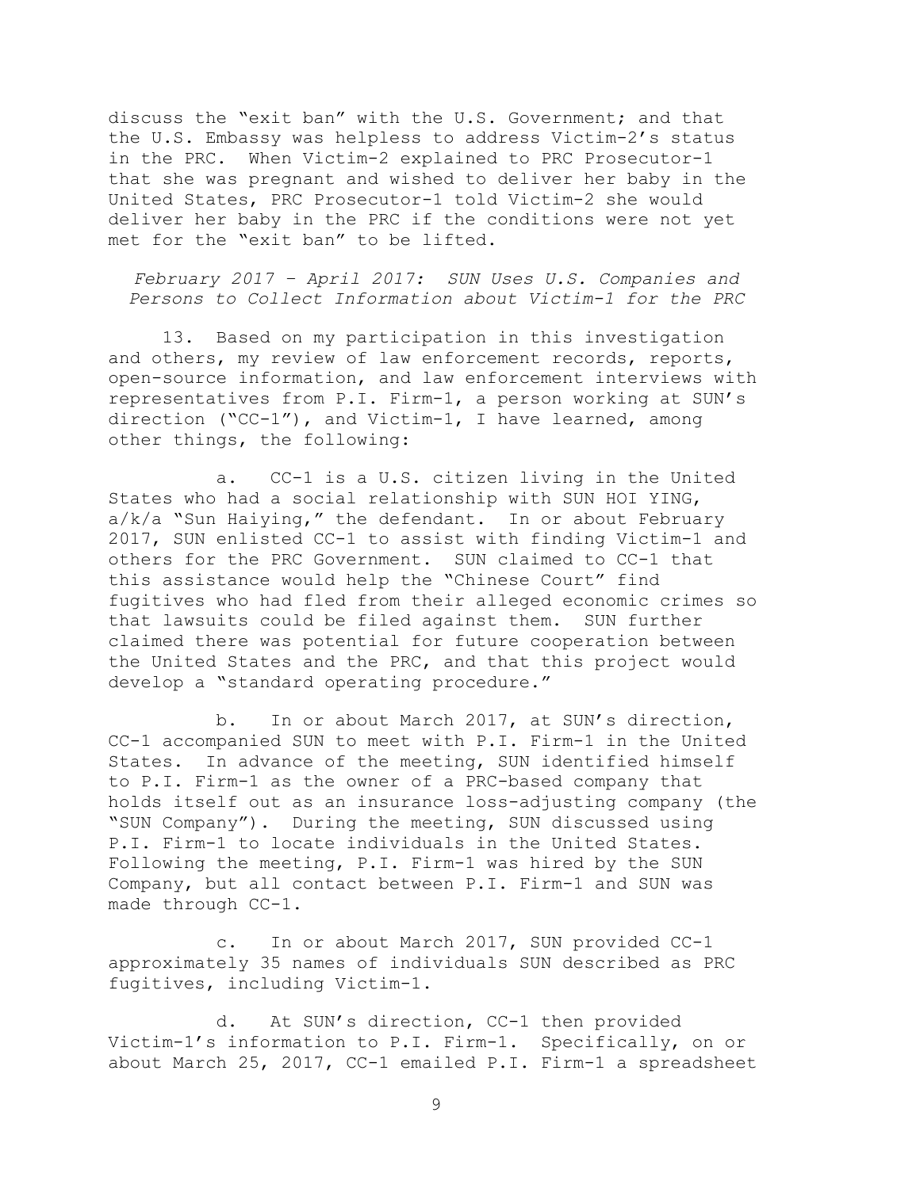discuss the "exit ban" with the U.S. Government; and that the U.S. Embassy was helpless to address Victim-2's status in the PRC. When Victim-2 explained to PRC Prosecutor-1 that she was pregnant and wished to deliver her baby in the United States, PRC Prosecutor-1 told Victim-2 she would deliver her baby in the PRC if the conditions were not yet met for the "exit ban" to be lifted.

*February 2017 – April 2017: SUN Uses U.S. Companies and Persons to Collect Information about Victim-1 for the PRC*

13. Based on my participation in this investigation and others, my review of law enforcement records, reports, open-source information, and law enforcement interviews with representatives from P.I. Firm-1, a person working at SUN's direction ("CC-1"), and Victim-1, I have learned, among other things, the following:

a. CC-1 is a U.S. citizen living in the United States who had a social relationship with SUN HOI YING, a/k/a "Sun Haiying," the defendant. In or about February 2017, SUN enlisted CC-1 to assist with finding Victim-1 and others for the PRC Government. SUN claimed to CC-1 that this assistance would help the "Chinese Court" find fugitives who had fled from their alleged economic crimes so that lawsuits could be filed against them. SUN further claimed there was potential for future cooperation between the United States and the PRC, and that this project would develop a "standard operating procedure."

b. In or about March 2017, at SUN's direction, CC-1 accompanied SUN to meet with P.I. Firm-1 in the United States. In advance of the meeting, SUN identified himself to P.I. Firm-1 as the owner of a PRC-based company that holds itself out as an insurance loss-adjusting company (the "SUN Company"). During the meeting, SUN discussed using P.I. Firm-1 to locate individuals in the United States. Following the meeting, P.I. Firm-1 was hired by the SUN Company, but all contact between P.I. Firm-1 and SUN was made through CC-1.

c. In or about March 2017, SUN provided CC-1 approximately 35 names of individuals SUN described as PRC fugitives, including Victim-1.

d. At SUN's direction, CC-1 then provided Victim-1's information to P.I. Firm-1. Specifically, on or about March 25, 2017, CC-1 emailed P.I. Firm-1 a spreadsheet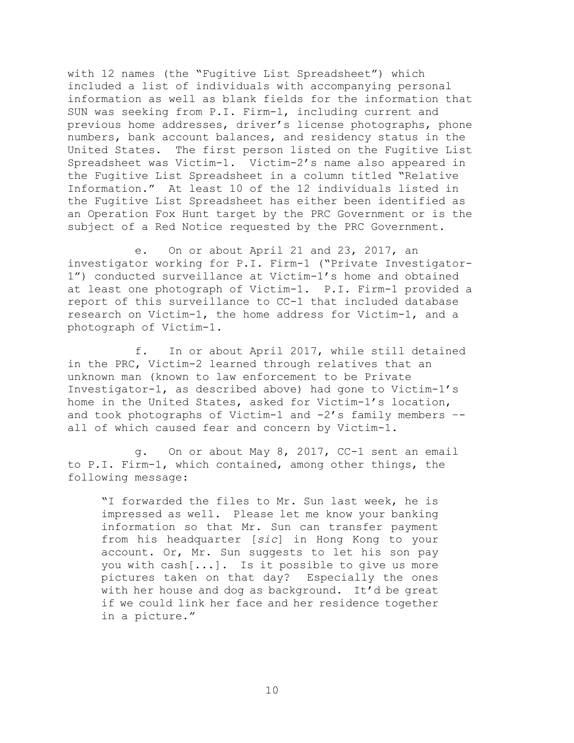with 12 names (the "Fugitive List Spreadsheet") which included a list of individuals with accompanying personal information as well as blank fields for the information that SUN was seeking from P.I. Firm-1, including current and previous home addresses, driver's license photographs, phone numbers, bank account balances, and residency status in the United States. The first person listed on the Fugitive List Spreadsheet was Victim-1. Victim-2's name also appeared in the Fugitive List Spreadsheet in a column titled "Relative Information." At least 10 of the 12 individuals listed in the Fugitive List Spreadsheet has either been identified as an Operation Fox Hunt target by the PRC Government or is the subject of a Red Notice requested by the PRC Government.

e. On or about April 21 and 23, 2017, an investigator working for P.I. Firm-1 ("Private Investigator-1") conducted surveillance at Victim-1's home and obtained at least one photograph of Victim-1. P.I. Firm-1 provided a report of this surveillance to CC-1 that included database research on Victim-1, the home address for Victim-1, and a photograph of Victim-1.

f. In or about April 2017, while still detained in the PRC, Victim-2 learned through relatives that an unknown man (known to law enforcement to be Private Investigator-1, as described above) had gone to Victim-1's home in the United States, asked for Victim-1's location, and took photographs of Victim-1 and -2's family members -- all of which caused fear and concern by Victim-1.

g. On or about May 8, 2017, CC-1 sent an email to P.I. Firm-1, which contained, among other things, the following message:

> "I forwarded the files to Mr. Sun last week, he is impressed as well. Please let me know your banking information so that Mr. Sun can transfer payment from his headquarter [*sic*] in Hong Kong to your account. Or, Mr. Sun suggests to let his son pay you with cash[...]. Is it possible to give us more pictures taken on that day? Especially the ones with her house and dog as background. It'd be great if we could link her face and her residence together in a picture."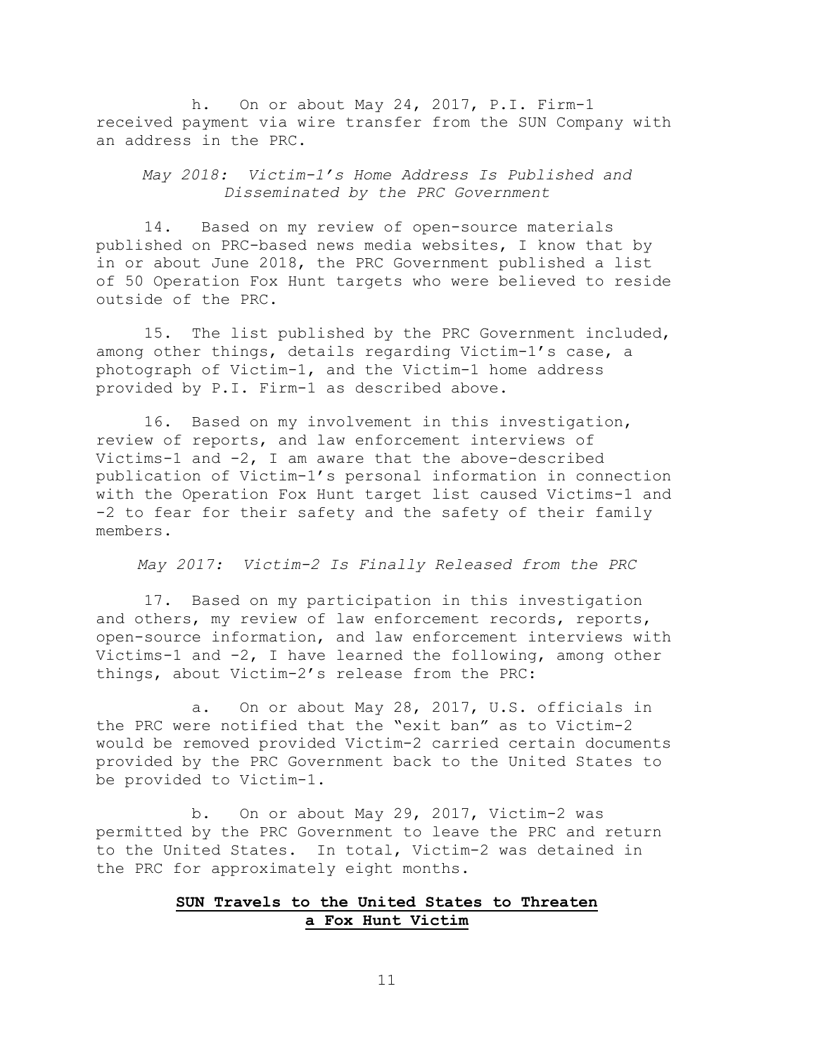h. On or about May 24, 2017, P.I. Firm-1 received payment via wire transfer from the SUN Company with an address in the PRC.

*May 2018: Victim-1's Home Address Is Published and Disseminated by the PRC Government*

14. Based on my review of open-source materials published on PRC-based news media websites, I know that by in or about June 2018, the PRC Government published a list of 50 Operation Fox Hunt targets who were believed to reside outside of the PRC.

15. The list published by the PRC Government included, among other things, details regarding Victim-1's case, a photograph of Victim-1, and the Victim-1 home address provided by P.I. Firm-1 as described above.

16. Based on my involvement in this investigation, review of reports, and law enforcement interviews of Victims-1 and -2, I am aware that the above-described publication of Victim-1's personal information in connection with the Operation Fox Hunt target list caused Victims-1 and -2 to fear for their safety and the safety of their family members.

*May 2017: Victim-2 Is Finally Released from the PRC*

17. Based on my participation in this investigation and others, my review of law enforcement records, reports, open-source information, and law enforcement interviews with Victims-1 and -2, I have learned the following, among other things, about Victim-2's release from the PRC:

a. On or about May 28, 2017, U.S. officials in the PRC were notified that the "exit ban" as to Victim-2 would be removed provided Victim-2 carried certain documents provided by the PRC Government back to the United States to be provided to Victim-1.

b. On or about May 29, 2017, Victim-2 was permitted by the PRC Government to leave the PRC and return to the United States. In total, Victim-2 was detained in the PRC for approximately eight months.

**<u>SUN Travels to the United States to Threaten a Fox Hunt Victim</u>**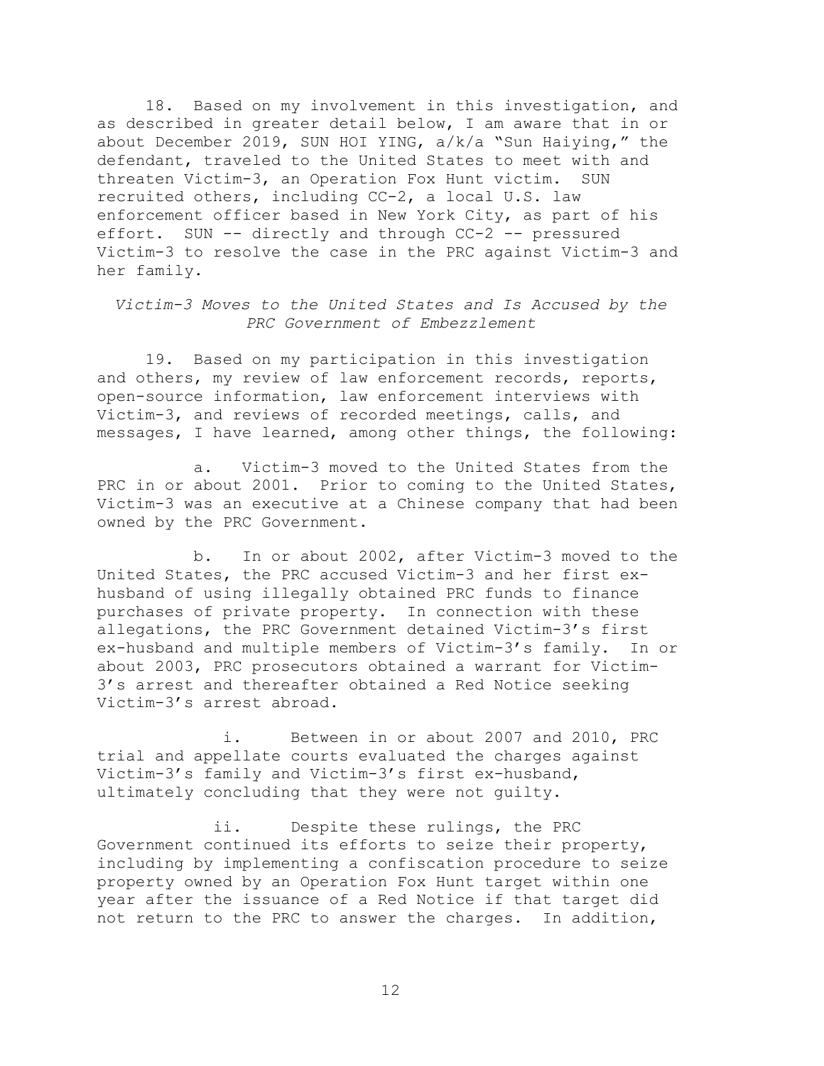18. Based on my involvement in this investigation, and as described in greater detail below, I am aware that in or about December 2019, SUN HOI YING, a/k/a "Sun Haiying," the defendant, traveled to the United States to meet with and threaten Victim-3, an Operation Fox Hunt victim. SUN recruited others, including CC-2, a local U.S. law enforcement officer based in New York City, as part of his effort. SUN -- directly and through CC-2 -- pressured Victim-3 to resolve the case in the PRC against Victim-3 and her family.

*Victim-3 Moves to the United States and Is Accused by the PRC Government of Embezzlement*

19. Based on my participation in this investigation and others, my review of law enforcement records, reports, open-source information, law enforcement interviews with Victim-3, and reviews of recorded meetings, calls, and messages, I have learned, among other things, the following:

a. Victim-3 moved to the United States from the PRC in or about 2001. Prior to coming to the United States, Victim-3 was an executive at a Chinese company that had been owned by the PRC Government.

b. In or about 2002, after Victim-3 moved to the United States, the PRC accused Victim-3 and her first ex-husband of using illegally obtained PRC funds to finance purchases of private property. In connection with these allegations, the PRC Government detained Victim-3's first ex-husband and multiple members of Victim-3's family. In or about 2003, PRC prosecutors obtained a warrant for Victim-3's arrest and thereafter obtained a Red Notice seeking Victim-3's arrest abroad.

i. Between in or about 2007 and 2010, PRC trial and appellate courts evaluated the charges against Victim-3's family and Victim-3's first ex-husband, ultimately concluding that they were not guilty.

ii. Despite these rulings, the PRC Government continued its efforts to seize their property, including by implementing a confiscation procedure to seize property owned by an Operation Fox Hunt target within one year after the issuance of a Red Notice if that target did not return to the PRC to answer the charges. In addition,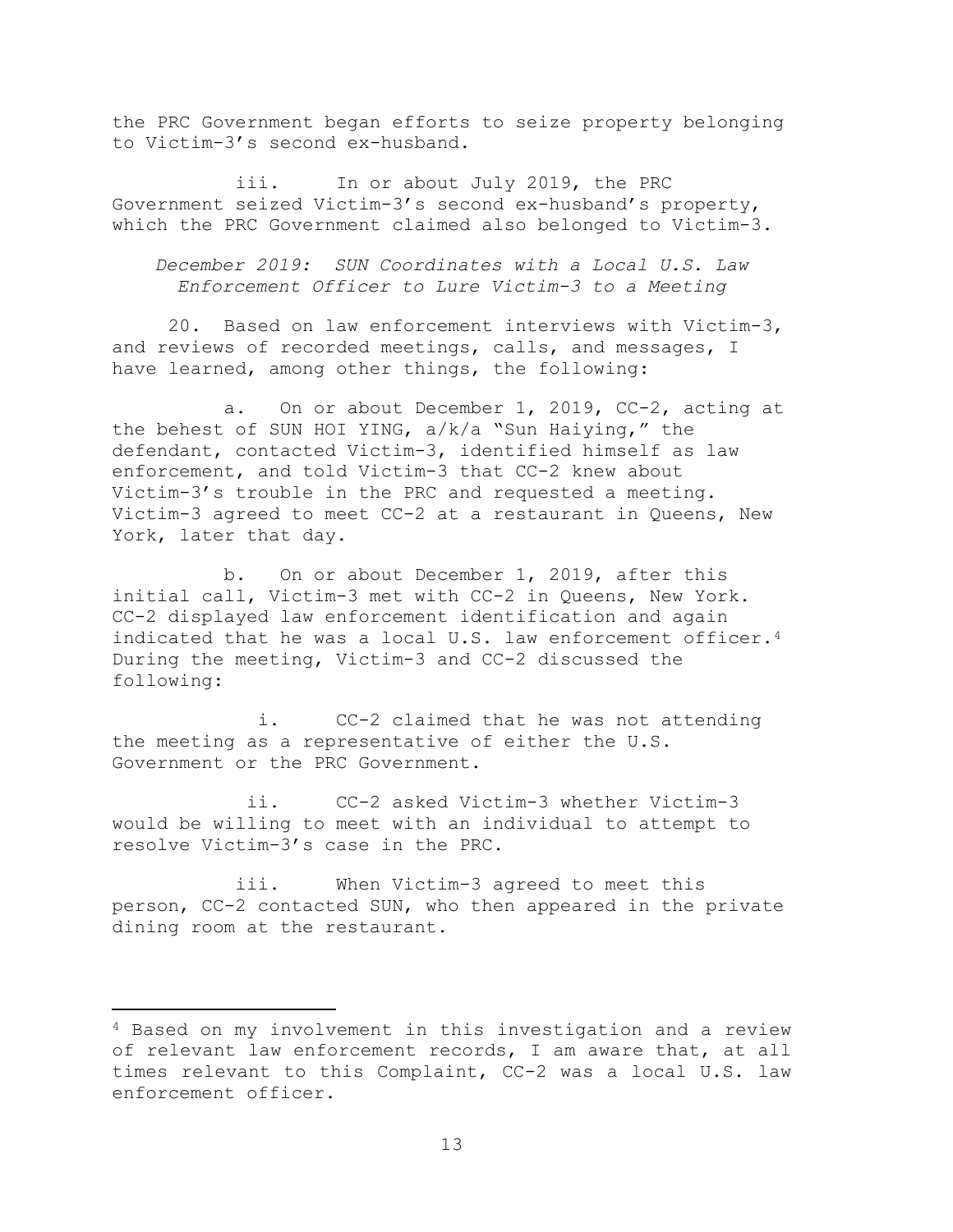the PRC Government began efforts to seize property belonging to Victim-3's second ex-husband.

iii. In or about July 2019, the PRC Government seized Victim-3's second ex-husband's property, which the PRC Government claimed also belonged to Victim-3.

*December 2019: SUN Coordinates with a Local U.S. Law Enforcement Officer to Lure Victim-3 to a Meeting*

20. Based on law enforcement interviews with Victim-3, and reviews of recorded meetings, calls, and messages, I have learned, among other things, the following:

a. On or about December 1, 2019, CC-2, acting at the behest of SUN HOI YING, a/k/a "Sun Haiying," the defendant, contacted Victim-3, identified himself as law enforcement, and told Victim-3 that CC-2 knew about Victim-3's trouble in the PRC and requested a meeting. Victim-3 agreed to meet CC-2 at a restaurant in Queens, New York, later that day.

b. On or about December 1, 2019, after this initial call, Victim-3 met with CC-2 in Queens, New York. CC-2 displayed law enforcement identification and again indicated that he was a local U.S. law enforcement officer.[4] During the meeting, Victim-3 and CC-2 discussed the following:

i. CC-2 claimed that he was not attending the meeting as a representative of either the U.S. Government or the PRC Government.

ii. CC-2 asked Victim-3 whether Victim-3 would be willing to meet with an individual to attempt to resolve Victim-3's case in the PRC.

iii. When Victim-3 agreed to meet this person, CC-2 contacted SUN, who then appeared in the private dining room at the restaurant.

---

[4] Based on my involvement in this investigation and a review of relevant law enforcement records, I am aware that, at all times relevant to this Complaint, CC-2 was a local U.S. law enforcement officer.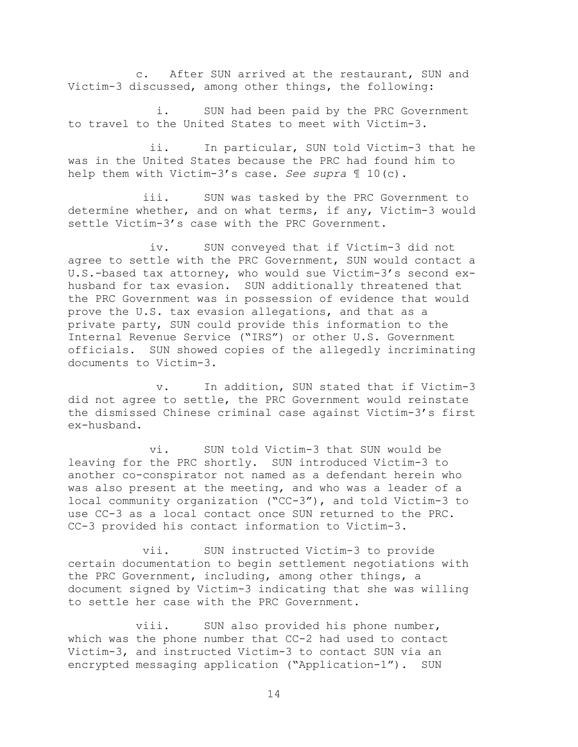c. After SUN arrived at the restaurant, SUN and Victim-3 discussed, among other things, the following:

i. SUN had been paid by the PRC Government to travel to the United States to meet with Victim-3.

ii. In particular, SUN told Victim-3 that he was in the United States because the PRC had found him to help them with Victim-3's case. *See supra* ¶ 10(c).

iii. SUN was tasked by the PRC Government to determine whether, and on what terms, if any, Victim-3 would settle Victim-3's case with the PRC Government.

iv. SUN conveyed that if Victim-3 did not agree to settle with the PRC Government, SUN would contact a U.S.-based tax attorney, who would sue Victim-3's second ex-husband for tax evasion. SUN additionally threatened that the PRC Government was in possession of evidence that would prove the U.S. tax evasion allegations, and that as a private party, SUN could provide this information to the Internal Revenue Service ("IRS") or other U.S. Government officials. SUN showed copies of the allegedly incriminating documents to Victim-3.

v. In addition, SUN stated that if Victim-3 did not agree to settle, the PRC Government would reinstate the dismissed Chinese criminal case against Victim-3's first ex-husband.

vi. SUN told Victim-3 that SUN would be leaving for the PRC shortly. SUN introduced Victim-3 to another co-conspirator not named as a defendant herein who was also present at the meeting, and who was a leader of a local community organization ("CC-3"), and told Victim-3 to use CC-3 as a local contact once SUN returned to the PRC. CC-3 provided his contact information to Victim-3.

vii. SUN instructed Victim-3 to provide certain documentation to begin settlement negotiations with the PRC Government, including, among other things, a document signed by Victim-3 indicating that she was willing to settle her case with the PRC Government.

viii. SUN also provided his phone number, which was the phone number that CC-2 had used to contact Victim-3, and instructed Victim-3 to contact SUN via an encrypted messaging application ("Application-1"). SUN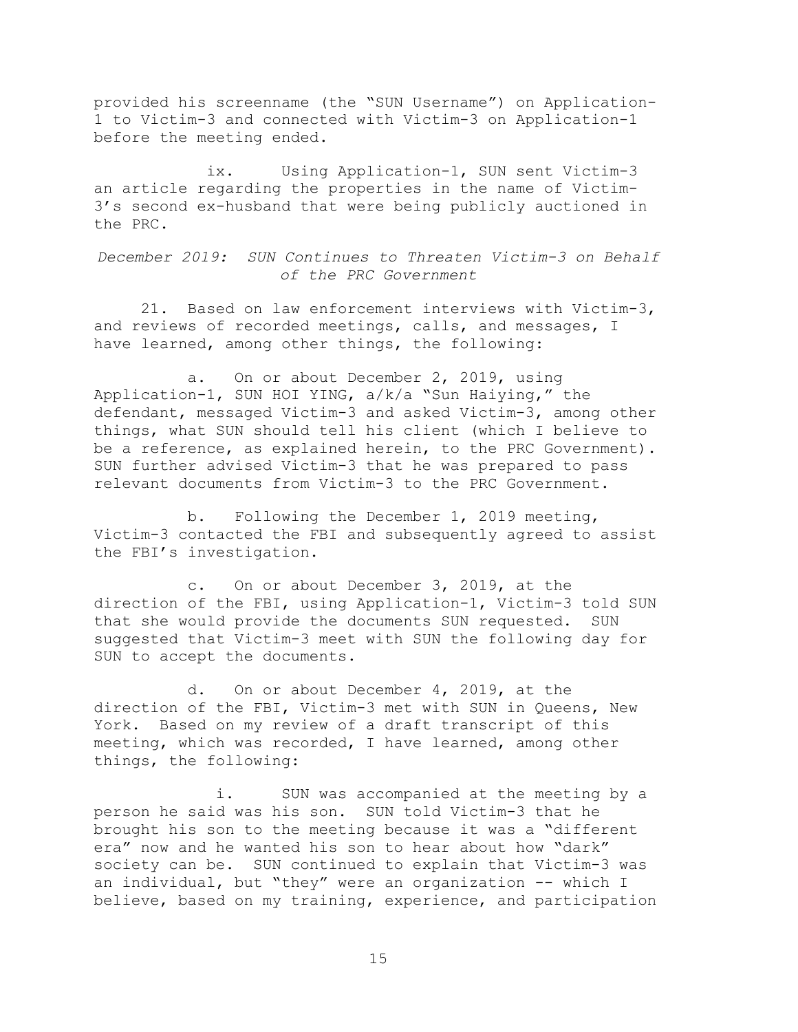provided his screenname (the "SUN Username") on Application-1 to Victim-3 and connected with Victim-3 on Application-1 before the meeting ended.

ix. Using Application-1, SUN sent Victim-3 an article regarding the properties in the name of Victim-3's second ex-husband that were being publicly auctioned in the PRC.

*December 2019: SUN Continues to Threaten Victim-3 on Behalf of the PRC Government*

21. Based on law enforcement interviews with Victim-3, and reviews of recorded meetings, calls, and messages, I have learned, among other things, the following:

a. On or about December 2, 2019, using Application-1, SUN HOI YING, a/k/a "Sun Haiying," the defendant, messaged Victim-3 and asked Victim-3, among other things, what SUN should tell his client (which I believe to be a reference, as explained herein, to the PRC Government). SUN further advised Victim-3 that he was prepared to pass relevant documents from Victim-3 to the PRC Government.

b. Following the December 1, 2019 meeting, Victim-3 contacted the FBI and subsequently agreed to assist the FBI's investigation.

c. On or about December 3, 2019, at the direction of the FBI, using Application-1, Victim-3 told SUN that she would provide the documents SUN requested. SUN suggested that Victim-3 meet with SUN the following day for SUN to accept the documents.

d. On or about December 4, 2019, at the direction of the FBI, Victim-3 met with SUN in Queens, New York. Based on my review of a draft transcript of this meeting, which was recorded, I have learned, among other things, the following:

i. SUN was accompanied at the meeting by a person he said was his son. SUN told Victim-3 that he brought his son to the meeting because it was a "different era" now and he wanted his son to hear about how "dark" society can be. SUN continued to explain that Victim-3 was an individual, but "they" were an organization -- which I believe, based on my training, experience, and participation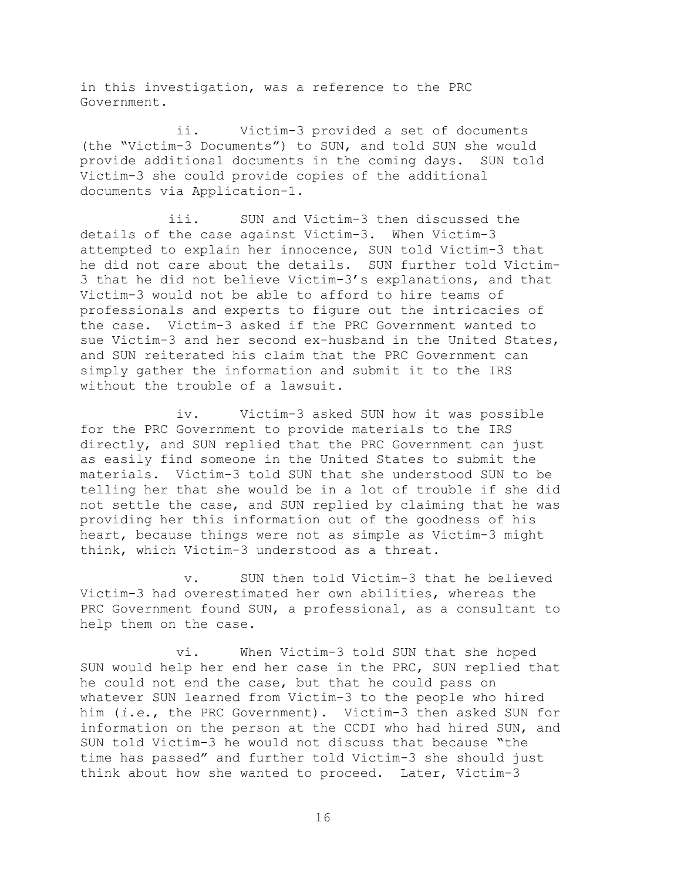in this investigation, was a reference to the PRC Government.

ii. Victim-3 provided a set of documents (the "Victim-3 Documents") to SUN, and told SUN she would provide additional documents in the coming days. SUN told Victim-3 she could provide copies of the additional documents via Application-1.

iii. SUN and Victim-3 then discussed the details of the case against Victim-3. When Victim-3 attempted to explain her innocence, SUN told Victim-3 that he did not care about the details. SUN further told Victim-3 that he did not believe Victim-3's explanations, and that Victim-3 would not be able to afford to hire teams of professionals and experts to figure out the intricacies of the case. Victim-3 asked if the PRC Government wanted to sue Victim-3 and her second ex-husband in the United States, and SUN reiterated his claim that the PRC Government can simply gather the information and submit it to the IRS without the trouble of a lawsuit.

iv. Victim-3 asked SUN how it was possible for the PRC Government to provide materials to the IRS directly, and SUN replied that the PRC Government can just as easily find someone in the United States to submit the materials. Victim-3 told SUN that she understood SUN to be telling her that she would be in a lot of trouble if she did not settle the case, and SUN replied by claiming that he was providing her this information out of the goodness of his heart, because things were not as simple as Victim-3 might think, which Victim-3 understood as a threat.

v. SUN then told Victim-3 that he believed Victim-3 had overestimated her own abilities, whereas the PRC Government found SUN, a professional, as a consultant to help them on the case.

vi. When Victim-3 told SUN that she hoped SUN would help her end her case in the PRC, SUN replied that he could not end the case, but that he could pass on whatever SUN learned from Victim-3 to the people who hired him (*i.e.*, the PRC Government). Victim-3 then asked SUN for information on the person at the CCDI who had hired SUN, and SUN told Victim-3 he would not discuss that because "the time has passed" and further told Victim-3 she should just think about how she wanted to proceed. Later, Victim-3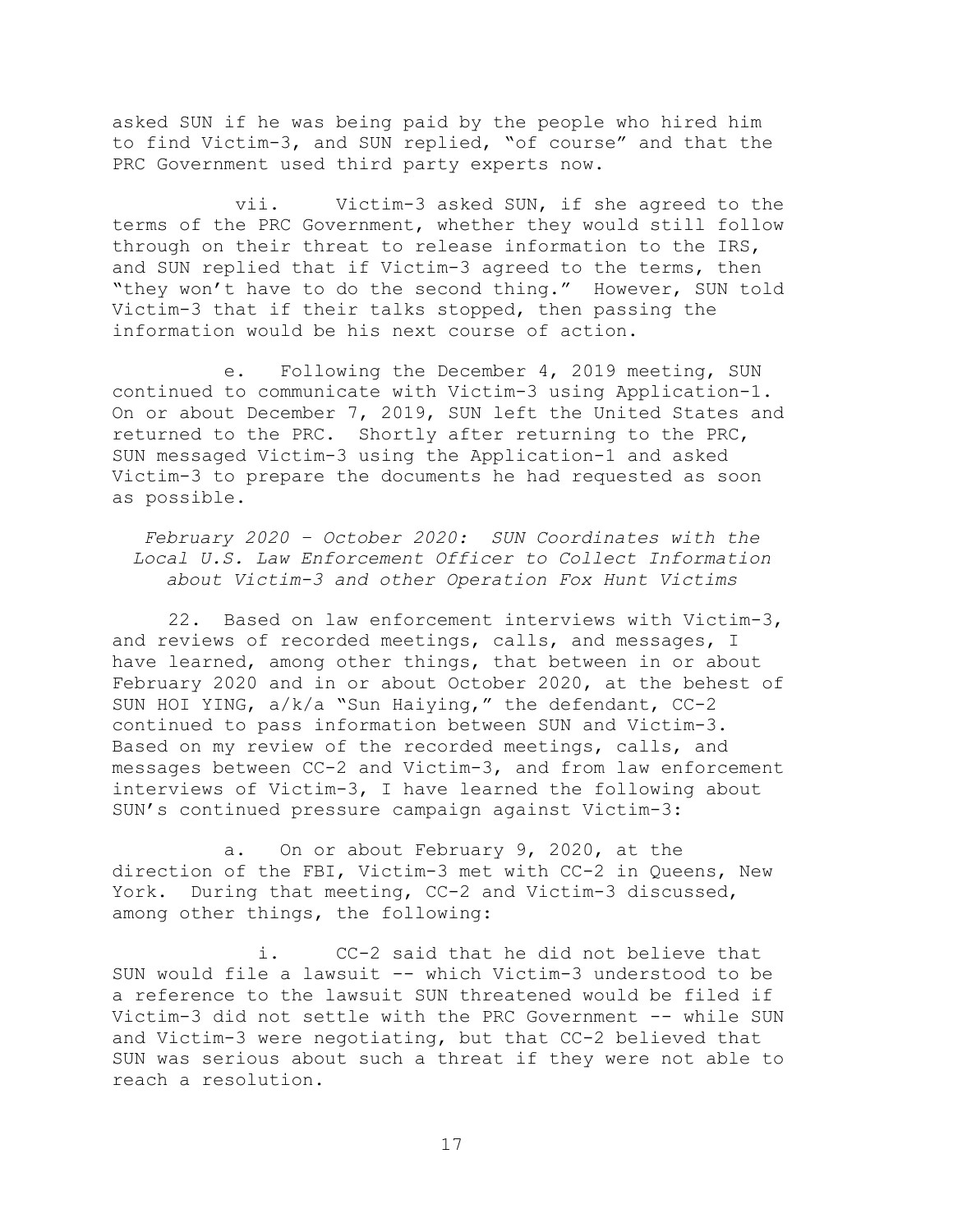asked SUN if he was being paid by the people who hired him to find Victim-3, and SUN replied, "of course" and that the PRC Government used third party experts now.

vii. Victim-3 asked SUN, if she agreed to the terms of the PRC Government, whether they would still follow through on their threat to release information to the IRS, and SUN replied that if Victim-3 agreed to the terms, then "they won't have to do the second thing." However, SUN told Victim-3 that if their talks stopped, then passing the information would be his next course of action.

e. Following the December 4, 2019 meeting, SUN continued to communicate with Victim-3 using Application-1. On or about December 7, 2019, SUN left the United States and returned to the PRC. Shortly after returning to the PRC, SUN messaged Victim-3 using the Application-1 and asked Victim-3 to prepare the documents he had requested as soon as possible.

*February 2020 – October 2020: SUN Coordinates with the Local U.S. Law Enforcement Officer to Collect Information about Victim-3 and other Operation Fox Hunt Victims*

22. Based on law enforcement interviews with Victim-3, and reviews of recorded meetings, calls, and messages, I have learned, among other things, that between in or about February 2020 and in or about October 2020, at the behest of SUN HOI YING, a/k/a "Sun Haiying," the defendant, CC-2 continued to pass information between SUN and Victim-3. Based on my review of the recorded meetings, calls, and messages between CC-2 and Victim-3, and from law enforcement interviews of Victim-3, I have learned the following about SUN's continued pressure campaign against Victim-3:

a. On or about February 9, 2020, at the direction of the FBI, Victim-3 met with CC-2 in Queens, New York. During that meeting, CC-2 and Victim-3 discussed, among other things, the following:

i. CC-2 said that he did not believe that SUN would file a lawsuit -- which Victim-3 understood to be a reference to the lawsuit SUN threatened would be filed if Victim-3 did not settle with the PRC Government -- while SUN and Victim-3 were negotiating, but that CC-2 believed that SUN was serious about such a threat if they were not able to reach a resolution.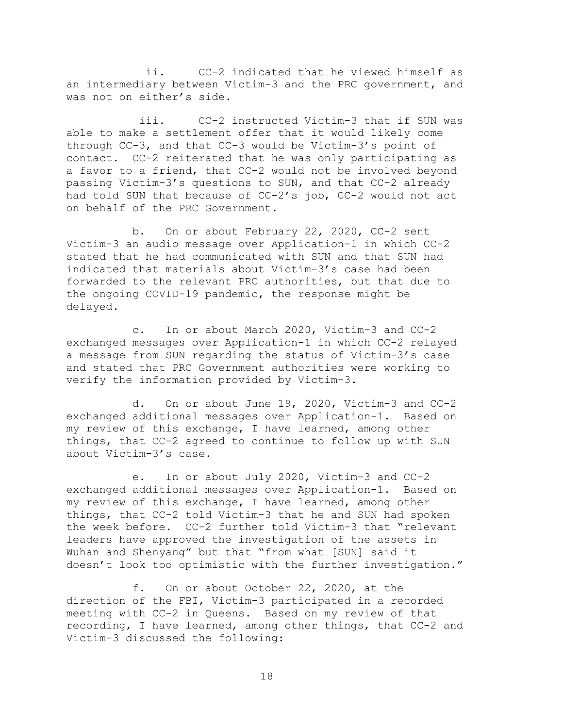ii. CC-2 indicated that he viewed himself as an intermediary between Victim-3 and the PRC government, and was not on either's side.

iii. CC-2 instructed Victim-3 that if SUN was able to make a settlement offer that it would likely come through CC-3, and that CC-3 would be Victim-3's point of contact. CC-2 reiterated that he was only participating as a favor to a friend, that CC-2 would not be involved beyond passing Victim-3's questions to SUN, and that CC-2 already had told SUN that because of CC-2's job, CC-2 would not act on behalf of the PRC Government.

b. On or about February 22, 2020, CC-2 sent Victim-3 an audio message over Application-1 in which CC-2 stated that he had communicated with SUN and that SUN had indicated that materials about Victim-3's case had been forwarded to the relevant PRC authorities, but that due to the ongoing COVID-19 pandemic, the response might be delayed.

c. In or about March 2020, Victim-3 and CC-2 exchanged messages over Application-1 in which CC-2 relayed a message from SUN regarding the status of Victim-3's case and stated that PRC Government authorities were working to verify the information provided by Victim-3.

d. On or about June 19, 2020, Victim-3 and CC-2 exchanged additional messages over Application-1. Based on my review of this exchange, I have learned, among other things, that CC-2 agreed to continue to follow up with SUN about Victim-3's case.

e. In or about July 2020, Victim-3 and CC-2 exchanged additional messages over Application-1. Based on my review of this exchange, I have learned, among other things, that CC-2 told Victim-3 that he and SUN had spoken the week before. CC-2 further told Victim-3 that "relevant leaders have approved the investigation of the assets in Wuhan and Shenyang" but that "from what [SUN] said it doesn't look too optimistic with the further investigation."

f. On or about October 22, 2020, at the direction of the FBI, Victim-3 participated in a recorded meeting with CC-2 in Queens. Based on my review of that recording, I have learned, among other things, that CC-2 and Victim-3 discussed the following: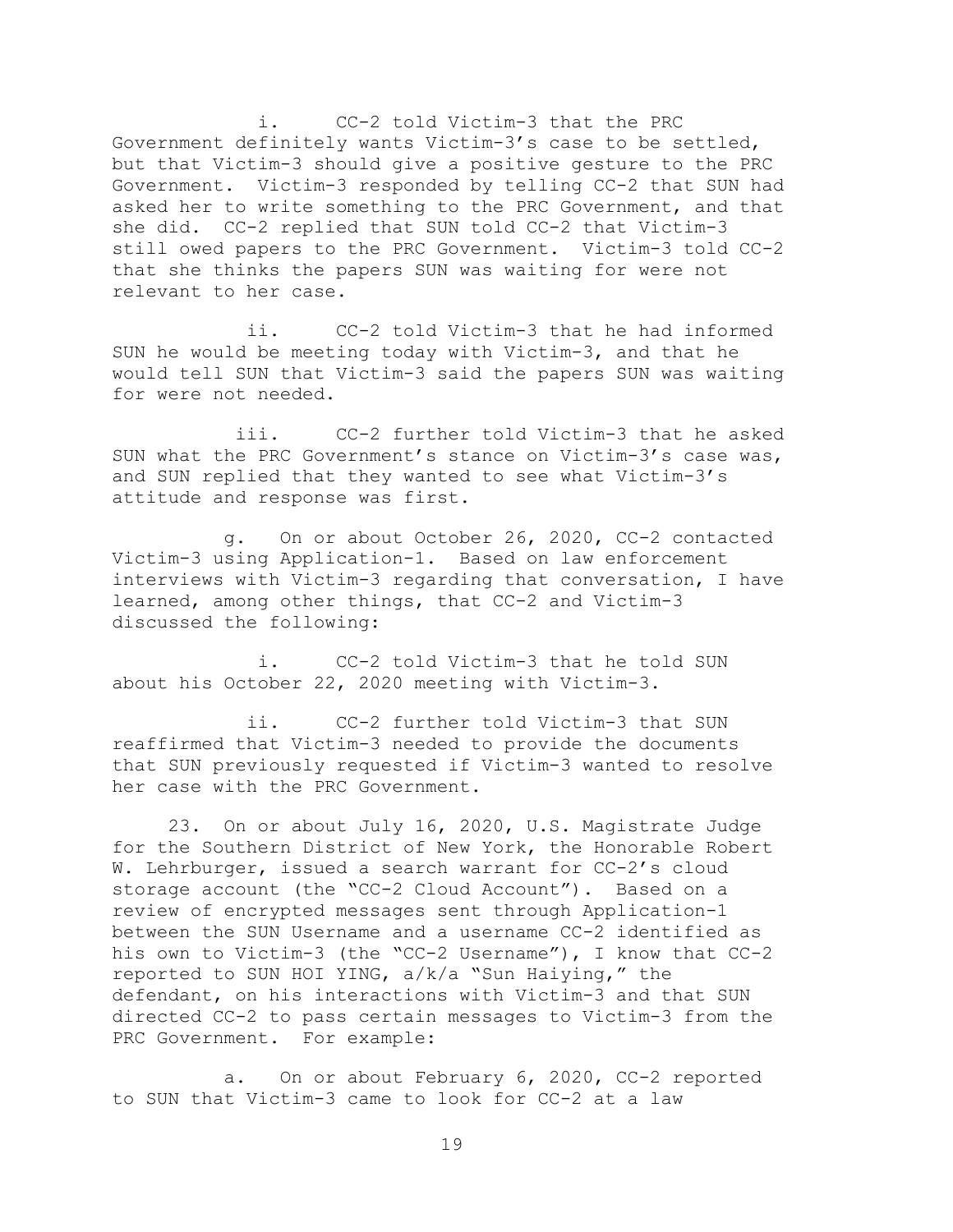i. CC-2 told Victim-3 that the PRC Government definitely wants Victim-3's case to be settled, but that Victim-3 should give a positive gesture to the PRC Government. Victim-3 responded by telling CC-2 that SUN had asked her to write something to the PRC Government, and that she did. CC-2 replied that SUN told CC-2 that Victim-3 still owed papers to the PRC Government. Victim-3 told CC-2 that she thinks the papers SUN was waiting for were not relevant to her case.

ii. CC-2 told Victim-3 that he had informed SUN he would be meeting today with Victim-3, and that he would tell SUN that Victim-3 said the papers SUN was waiting for were not needed.

iii. CC-2 further told Victim-3 that he asked SUN what the PRC Government's stance on Victim-3's case was, and SUN replied that they wanted to see what Victim-3's attitude and response was first.

g. On or about October 26, 2020, CC-2 contacted Victim-3 using Application-1. Based on law enforcement interviews with Victim-3 regarding that conversation, I have learned, among other things, that CC-2 and Victim-3 discussed the following:

i. CC-2 told Victim-3 that he told SUN about his October 22, 2020 meeting with Victim-3.

ii. CC-2 further told Victim-3 that SUN reaffirmed that Victim-3 needed to provide the documents that SUN previously requested if Victim-3 wanted to resolve her case with the PRC Government.

23. On or about July 16, 2020, U.S. Magistrate Judge for the Southern District of New York, the Honorable Robert W. Lehrburger, issued a search warrant for CC-2's cloud storage account (the "CC-2 Cloud Account"). Based on a review of encrypted messages sent through Application-1 between the SUN Username and a username CC-2 identified as his own to Victim-3 (the "CC-2 Username"), I know that CC-2 reported to SUN HOI YING, a/k/a "Sun Haiying," the defendant, on his interactions with Victim-3 and that SUN directed CC-2 to pass certain messages to Victim-3 from the PRC Government. For example:

a. On or about February 6, 2020, CC-2 reported to SUN that Victim-3 came to look for CC-2 at a law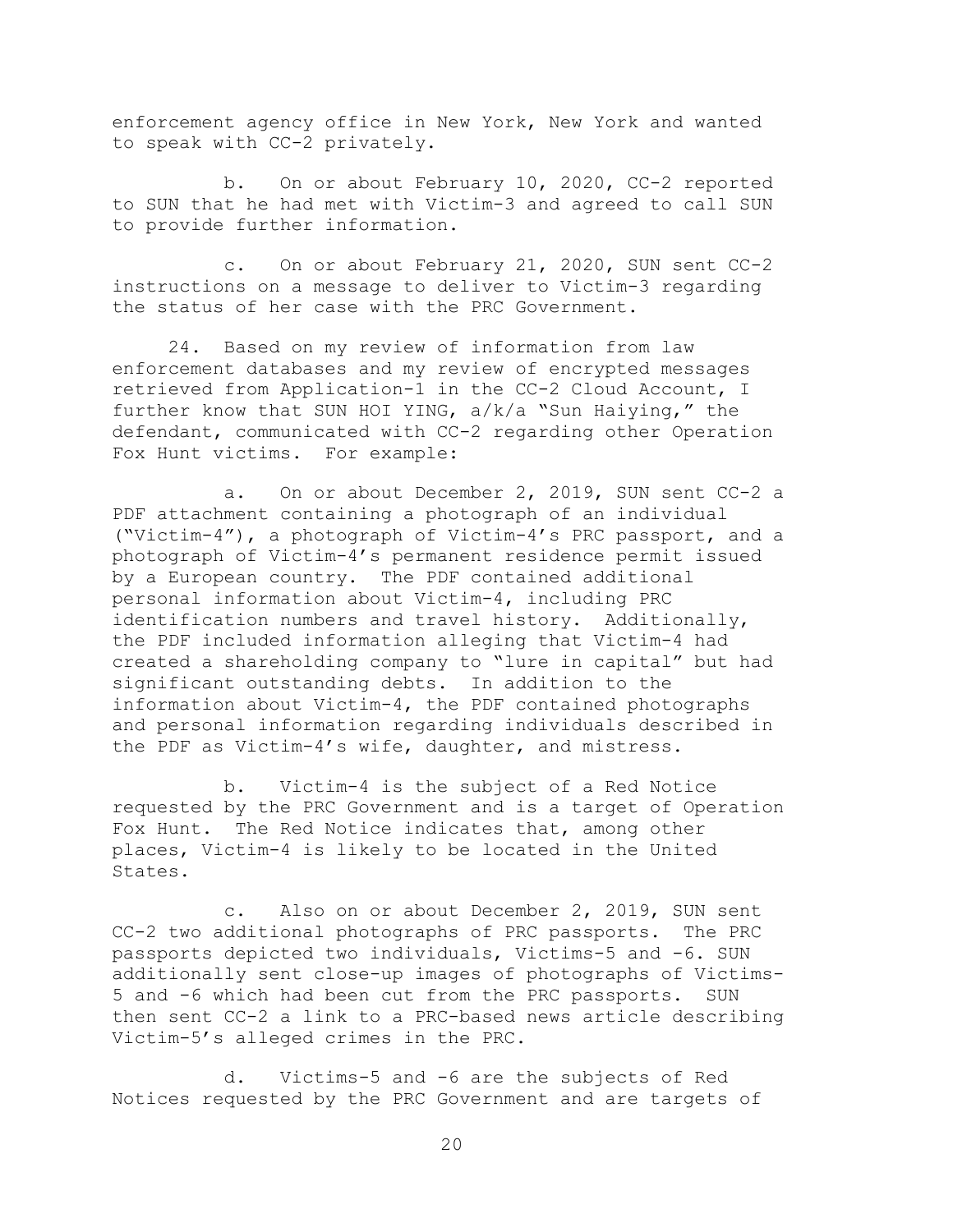enforcement agency office in New York, New York and wanted to speak with CC-2 privately.

b. On or about February 10, 2020, CC-2 reported to SUN that he had met with Victim-3 and agreed to call SUN to provide further information.

c. On or about February 21, 2020, SUN sent CC-2 instructions on a message to deliver to Victim-3 regarding the status of her case with the PRC Government.

24. Based on my review of information from law enforcement databases and my review of encrypted messages retrieved from Application-1 in the CC-2 Cloud Account, I further know that SUN HOI YING, a/k/a "Sun Haiying," the defendant, communicated with CC-2 regarding other Operation Fox Hunt victims. For example:

a. On or about December 2, 2019, SUN sent CC-2 a PDF attachment containing a photograph of an individual ("Victim-4"), a photograph of Victim-4's PRC passport, and a photograph of Victim-4's permanent residence permit issued by a European country. The PDF contained additional personal information about Victim-4, including PRC identification numbers and travel history. Additionally, the PDF included information alleging that Victim-4 had created a shareholding company to "lure in capital" but had significant outstanding debts. In addition to the information about Victim-4, the PDF contained photographs and personal information regarding individuals described in the PDF as Victim-4's wife, daughter, and mistress.

b. Victim-4 is the subject of a Red Notice requested by the PRC Government and is a target of Operation Fox Hunt. The Red Notice indicates that, among other places, Victim-4 is likely to be located in the United States.

c. Also on or about December 2, 2019, SUN sent CC-2 two additional photographs of PRC passports. The PRC passports depicted two individuals, Victims-5 and -6. SUN additionally sent close-up images of photographs of Victims-5 and -6 which had been cut from the PRC passports. SUN then sent CC-2 a link to a PRC-based news article describing Victim-5's alleged crimes in the PRC.

d. Victims-5 and -6 are the subjects of Red Notices requested by the PRC Government and are targets of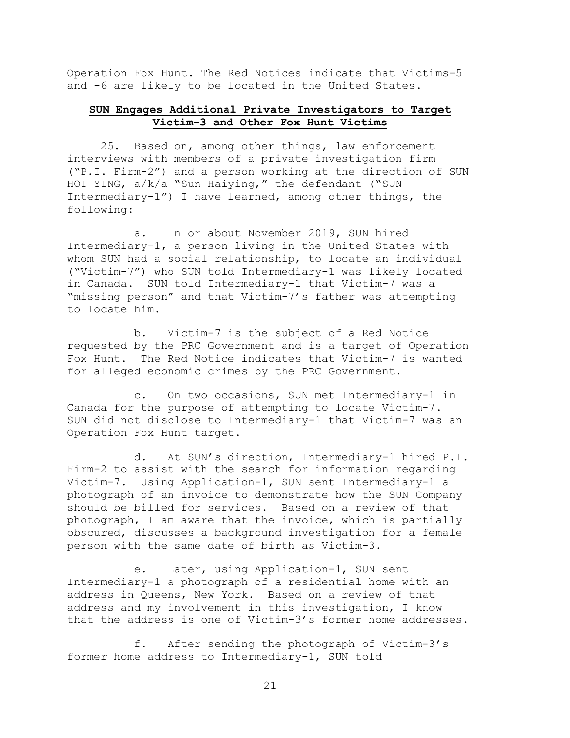Operation Fox Hunt. The Red Notices indicate that Victims-5 and -6 are likely to be located in the United States.

## SUN Engages Additional Private Investigators to Target Victim-3 and Other Fox Hunt Victims

25. Based on, among other things, law enforcement interviews with members of a private investigation firm ("P.I. Firm-2") and a person working at the direction of SUN HOI YING, a/k/a "Sun Haiying," the defendant ("SUN Intermediary-1") I have learned, among other things, the following:

a. In or about November 2019, SUN hired Intermediary-1, a person living in the United States with whom SUN had a social relationship, to locate an individual ("Victim-7") who SUN told Intermediary-1 was likely located in Canada. SUN told Intermediary-1 that Victim-7 was a "missing person" and that Victim-7's father was attempting to locate him.

b. Victim-7 is the subject of a Red Notice requested by the PRC Government and is a target of Operation Fox Hunt. The Red Notice indicates that Victim-7 is wanted for alleged economic crimes by the PRC Government.

c. On two occasions, SUN met Intermediary-1 in Canada for the purpose of attempting to locate Victim-7. SUN did not disclose to Intermediary-1 that Victim-7 was an Operation Fox Hunt target.

d. At SUN's direction, Intermediary-1 hired P.I. Firm-2 to assist with the search for information regarding Victim-7. Using Application-1, SUN sent Intermediary-1 a photograph of an invoice to demonstrate how the SUN Company should be billed for services. Based on a review of that photograph, I am aware that the invoice, which is partially obscured, discusses a background investigation for a female person with the same date of birth as Victim-3.

e. Later, using Application-1, SUN sent Intermediary-1 a photograph of a residential home with an address in Queens, New York. Based on a review of that address and my involvement in this investigation, I know that the address is one of Victim-3's former home addresses.

f. After sending the photograph of Victim-3's former home address to Intermediary-1, SUN told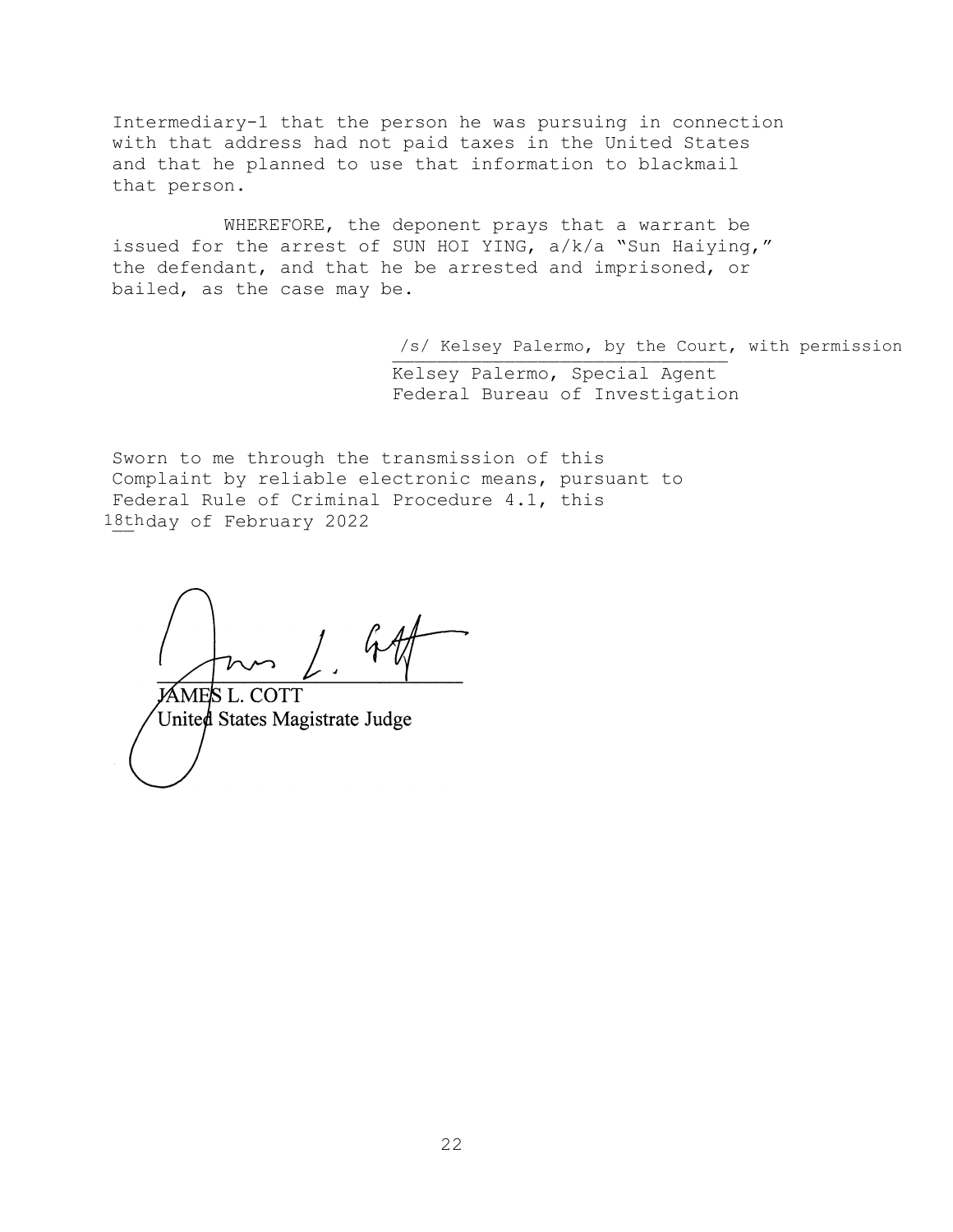Intermediary-1 that the person he was pursuing in connection with that address had not paid taxes in the United States and that he planned to use that information to blackmail that person.

WHEREFORE, the deponent prays that a warrant be issued for the arrest of SUN HOI YING, a/k/a "Sun Haiying," the defendant, and that he be arrested and imprisoned, or bailed, as the case may be.

/s/ Kelsey Palermo, by the Court, with permission
\_\_\_\_\_\_\_\_\_\_\_\_\_\_\_\_\_\_\_\_\_\_\_\_\_\_\_\_\_\_\_\_
Kelsey Palermo, Special Agent
Federal Bureau of Investigation

Sworn to me through the transmission of this Complaint by reliable electronic means, pursuant to Federal Rule of Criminal Procedure 4.1, this 18th day of February 2022

\_\_\_\_\_\_\_\_\_\_\_\_\_\_\_\_\_\_\_\_\_\_\_\_\_\_\_\_\_\_\_\_
JAMES L. COTT
United States Magistrate Judge